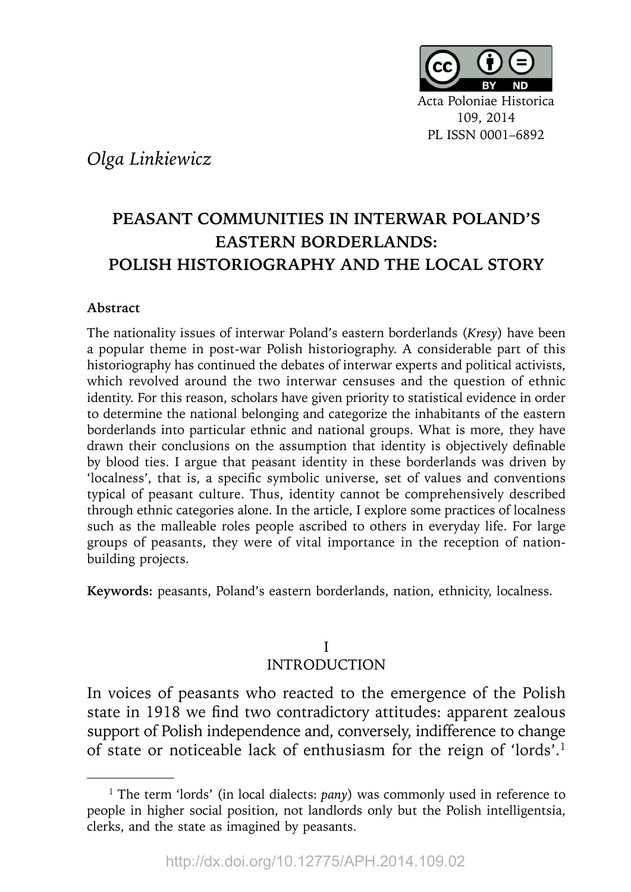Acta Poloniae Historica
109, 2014
PL ISSN 0001–6892

*Olga Linkiewicz*

# PEASANT COMMUNITIES IN INTERWAR POLAND'S EASTERN BORDERLANDS: POLISH HISTORIOGRAPHY AND THE LOCAL STORY

**Abstract**

The nationality issues of interwar Poland's eastern borderlands (*Kresy*) have been a popular theme in post-war Polish historiography. A considerable part of this historiography has continued the debates of interwar experts and political activists, which revolved around the two interwar censuses and the question of ethnic identity. For this reason, scholars have given priority to statistical evidence in order to determine the national belonging and categorize the inhabitants of the eastern borderlands into particular ethnic and national groups. What is more, they have drawn their conclusions on the assumption that identity is objectively definable by blood ties. I argue that peasant identity in these borderlands was driven by 'localness', that is, a specific symbolic universe, set of values and conventions typical of peasant culture. Thus, identity cannot be comprehensively described through ethnic categories alone. In the article, I explore some practices of localness such as the malleable roles people ascribed to others in everyday life. For large groups of peasants, they were of vital importance in the reception of nation-building projects.

**Keywords:** peasants, Poland's eastern borderlands, nation, ethnicity, localness.

## I
## INTRODUCTION

In voices of peasants who reacted to the emergence of the Polish state in 1918 we find two contradictory attitudes: apparent zealous support of Polish independence and, conversely, indifference to change of state or noticeable lack of enthusiasm for the reign of 'lords'.[1]

[1] The term 'lords' (in local dialects: *pany*) was commonly used in reference to people in higher social position, not landlords only but the Polish intelligentsia, clerks, and the state as imagined by peasants.

http://dx.doi.org/10.12775/APH.2014.109.02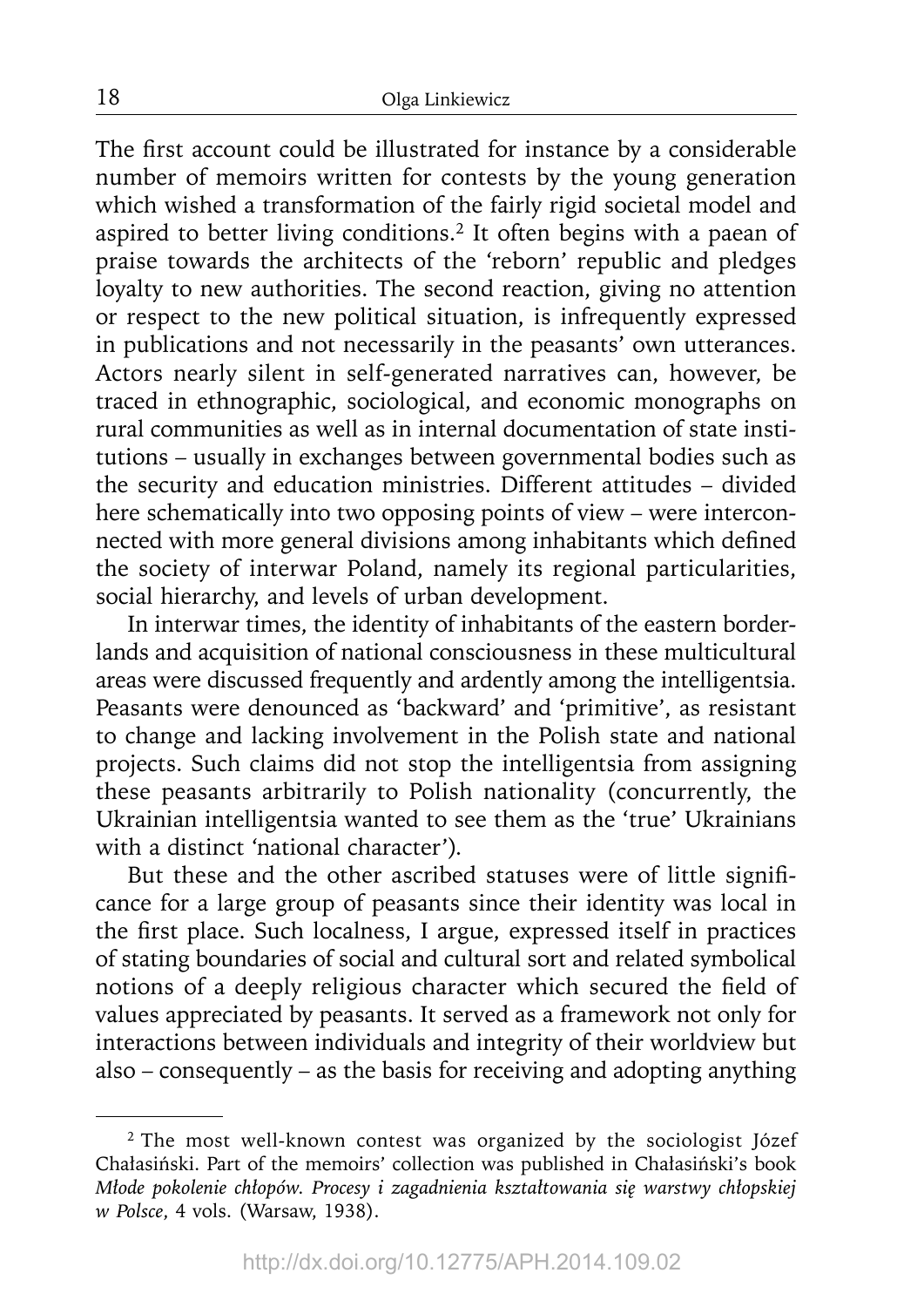The first account could be illustrated for instance by a considerable number of memoirs written for contests by the young generation which wished a transformation of the fairly rigid societal model and aspired to better living conditions.[2] It often begins with a paean of praise towards the architects of the 'reborn' republic and pledges loyalty to new authorities. The second reaction, giving no attention or respect to the new political situation, is infrequently expressed in publications and not necessarily in the peasants' own utterances. Actors nearly silent in self-generated narratives can, however, be traced in ethnographic, sociological, and economic monographs on rural communities as well as in internal documentation of state institutions – usually in exchanges between governmental bodies such as the security and education ministries. Different attitudes – divided here schematically into two opposing points of view – were interconnected with more general divisions among inhabitants which defined the society of interwar Poland, namely its regional particularities, social hierarchy, and levels of urban development.

In interwar times, the identity of inhabitants of the eastern borderlands and acquisition of national consciousness in these multicultural areas were discussed frequently and ardently among the intelligentsia. Peasants were denounced as 'backward' and 'primitive', as resistant to change and lacking involvement in the Polish state and national projects. Such claims did not stop the intelligentsia from assigning these peasants arbitrarily to Polish nationality (concurrently, the Ukrainian intelligentsia wanted to see them as the 'true' Ukrainians with a distinct 'national character').

But these and the other ascribed statuses were of little significance for a large group of peasants since their identity was local in the first place. Such localness, I argue, expressed itself in practices of stating boundaries of social and cultural sort and related symbolical notions of a deeply religious character which secured the field of values appreciated by peasants. It served as a framework not only for interactions between individuals and integrity of their worldview but also – consequently – as the basis for receiving and adopting anything

---

[2] The most well-known contest was organized by the sociologist Józef Chałasiński. Part of the memoirs' collection was published in Chałasiński's book *Młode pokolenie chłopów. Procesy i zagadnienia kształtowania się warstwy chłopskiej w Polsce*, 4 vols. (Warsaw, 1938).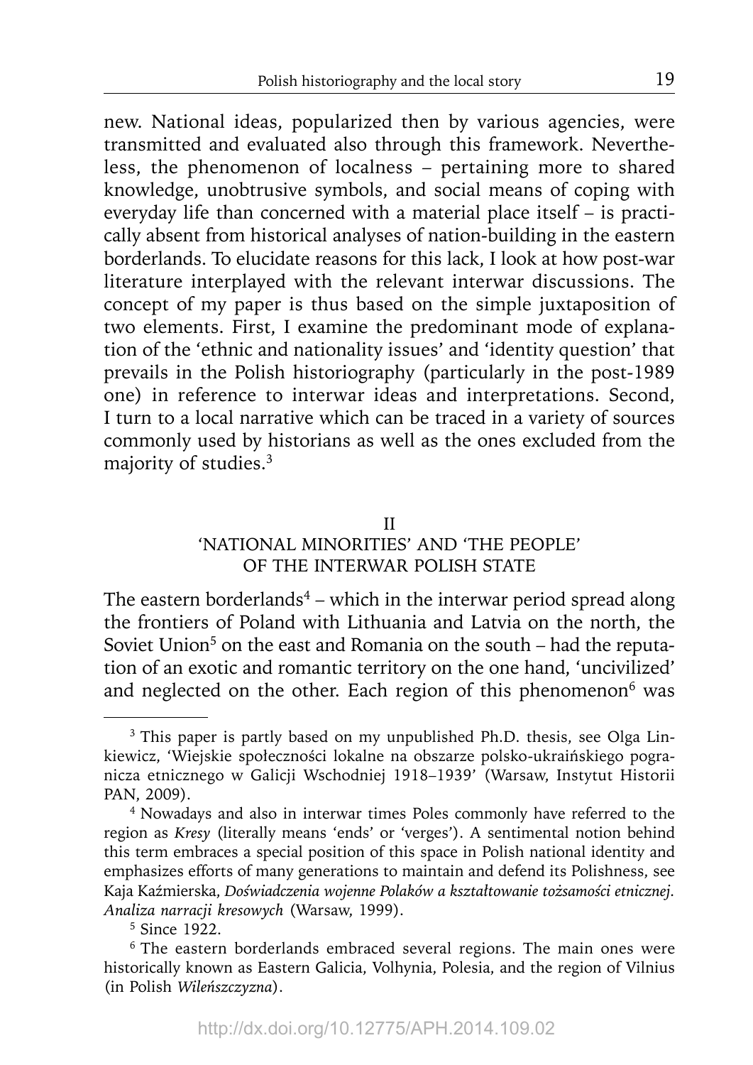new. National ideas, popularized then by various agencies, were transmitted and evaluated also through this framework. Nevertheless, the phenomenon of localness – pertaining more to shared knowledge, unobtrusive symbols, and social means of coping with everyday life than concerned with a material place itself – is practically absent from historical analyses of nation-building in the eastern borderlands. To elucidate reasons for this lack, I look at how post-war literature interplayed with the relevant interwar discussions. The concept of my paper is thus based on the simple juxtaposition of two elements. First, I examine the predominant mode of explanation of the 'ethnic and nationality issues' and 'identity question' that prevails in the Polish historiography (particularly in the post-1989 one) in reference to interwar ideas and interpretations. Second, I turn to a local narrative which can be traced in a variety of sources commonly used by historians as well as the ones excluded from the majority of studies.[3]

## II
## 'NATIONAL MINORITIES' AND 'THE PEOPLE' OF THE INTERWAR POLISH STATE

The eastern borderlands[4] – which in the interwar period spread along the frontiers of Poland with Lithuania and Latvia on the north, the Soviet Union[5] on the east and Romania on the south – had the reputation of an exotic and romantic territory on the one hand, 'uncivilized' and neglected on the other. Each region of this phenomenon[6] was

---

[3] This paper is partly based on my unpublished Ph.D. thesis, see Olga Linkiewicz, 'Wiejskie społeczności lokalne na obszarze polsko-ukraińskiego pogranicza etnicznego w Galicji Wschodniej 1918–1939' (Warsaw, Instytut Historii PAN, 2009).

[4] Nowadays and also in interwar times Poles commonly have referred to the region as *Kresy* (literally means 'ends' or 'verges'). A sentimental notion behind this term embraces a special position of this space in Polish national identity and emphasizes efforts of many generations to maintain and defend its Polishness, see Kaja Kaźmierska, *Doświadczenia wojenne Polaków a kształtowanie tożsamości etnicznej. Analiza narracji kresowych* (Warsaw, 1999).

[5] Since 1922.

[6] The eastern borderlands embraced several regions. The main ones were historically known as Eastern Galicia, Volhynia, Polesia, and the region of Vilnius (in Polish *Wileńszczyzna*).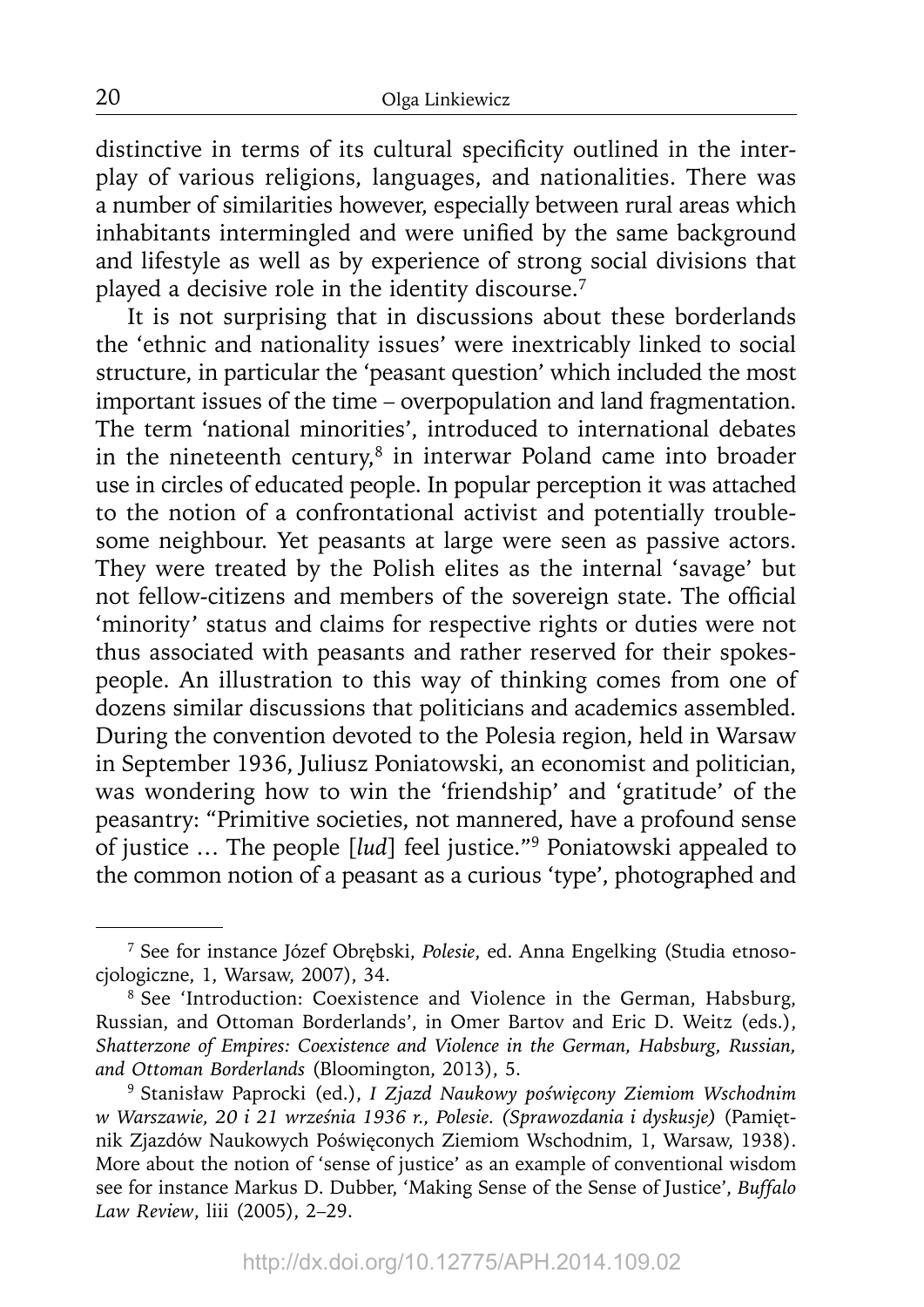distinctive in terms of its cultural specificity outlined in the interplay of various religions, languages, and nationalities. There was a number of similarities however, especially between rural areas which inhabitants intermingled and were unified by the same background and lifestyle as well as by experience of strong social divisions that played a decisive role in the identity discourse.[7]

It is not surprising that in discussions about these borderlands the 'ethnic and nationality issues' were inextricably linked to social structure, in particular the 'peasant question' which included the most important issues of the time – overpopulation and land fragmentation. The term 'national minorities', introduced to international debates in the nineteenth century,[8] in interwar Poland came into broader use in circles of educated people. In popular perception it was attached to the notion of a confrontational activist and potentially troublesome neighbour. Yet peasants at large were seen as passive actors. They were treated by the Polish elites as the internal 'savage' but not fellow-citizens and members of the sovereign state. The official 'minority' status and claims for respective rights or duties were not thus associated with peasants and rather reserved for their spokespeople. An illustration to this way of thinking comes from one of dozens similar discussions that politicians and academics assembled. During the convention devoted to the Polesia region, held in Warsaw in September 1936, Juliusz Poniatowski, an economist and politician, was wondering how to win the 'friendship' and 'gratitude' of the peasantry: "Primitive societies, not mannered, have a profound sense of justice … The people [*lud*] feel justice."[9] Poniatowski appealed to the common notion of a peasant as a curious 'type', photographed and

---

[7] See for instance Józef Obrębski, *Polesie*, ed. Anna Engelking (Studia etnosocjologiczne, 1, Warsaw, 2007), 34.

[8] See 'Introduction: Coexistence and Violence in the German, Habsburg, Russian, and Ottoman Borderlands', in Omer Bartov and Eric D. Weitz (eds.), *Shatterzone of Empires: Coexistence and Violence in the German, Habsburg, Russian, and Ottoman Borderlands* (Bloomington, 2013), 5.

[9] Stanisław Paprocki (ed.), *I Zjazd Naukowy poświęcony Ziemiom Wschodnim w Warszawie, 20 i 21 września 1936 r., Polesie. (Sprawozdania i dyskusje)* (Pamiętnik Zjazdów Naukowych Poświęconych Ziemiom Wschodnim, 1, Warsaw, 1938). More about the notion of 'sense of justice' as an example of conventional wisdom see for instance Markus D. Dubber, 'Making Sense of the Sense of Justice', *Buffalo Law Review*, liii (2005), 2–29.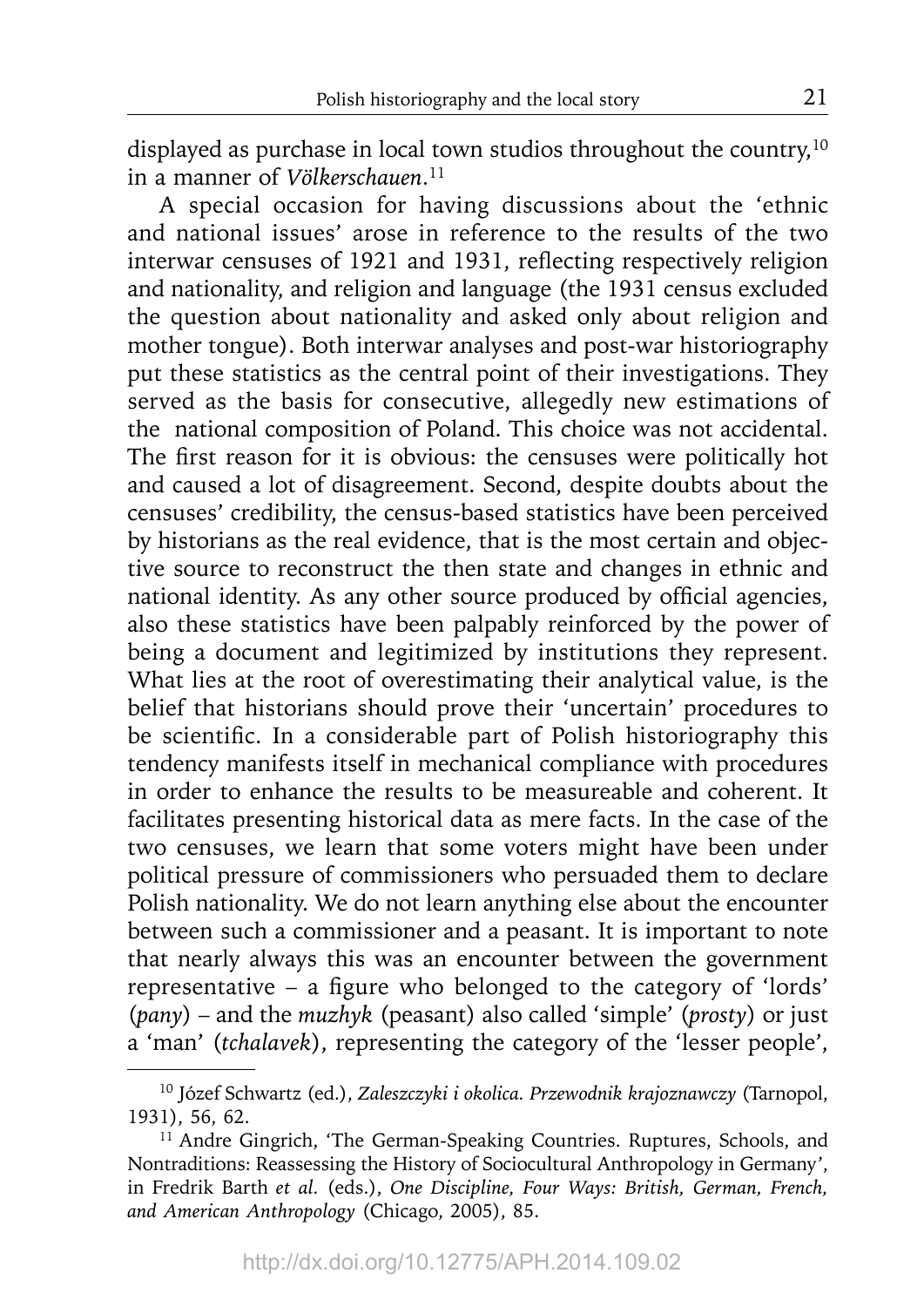displayed as purchase in local town studios throughout the country,[10] in a manner of *Völkerschauen*.[11]

A special occasion for having discussions about the 'ethnic and national issues' arose in reference to the results of the two interwar censuses of 1921 and 1931, reflecting respectively religion and nationality, and religion and language (the 1931 census excluded the question about nationality and asked only about religion and mother tongue). Both interwar analyses and post-war historiography put these statistics as the central point of their investigations. They served as the basis for consecutive, allegedly new estimations of the national composition of Poland. This choice was not accidental. The first reason for it is obvious: the censuses were politically hot and caused a lot of disagreement. Second, despite doubts about the censuses' credibility, the census-based statistics have been perceived by historians as the real evidence, that is the most certain and objective source to reconstruct the then state and changes in ethnic and national identity. As any other source produced by official agencies, also these statistics have been palpably reinforced by the power of being a document and legitimized by institutions they represent. What lies at the root of overestimating their analytical value, is the belief that historians should prove their 'uncertain' procedures to be scientific. In a considerable part of Polish historiography this tendency manifests itself in mechanical compliance with procedures in order to enhance the results to be measureable and coherent. It facilitates presenting historical data as mere facts. In the case of the two censuses, we learn that some voters might have been under political pressure of commissioners who persuaded them to declare Polish nationality. We do not learn anything else about the encounter between such a commissioner and a peasant. It is important to note that nearly always this was an encounter between the government representative – a figure who belonged to the category of 'lords' (*pany*) – and the *muzhyk* (peasant) also called 'simple' (*prosty*) or just a 'man' (*tchalavek*), representing the category of the 'lesser people',

---

[10] Józef Schwartz (ed.), *Zaleszczyki i okolica. Przewodnik krajoznawczy* (Tarnopol, 1931), 56, 62.

[11] Andre Gingrich, 'The German-Speaking Countries. Ruptures, Schools, and Nontraditions: Reassessing the History of Sociocultural Anthropology in Germany', in Fredrik Barth *et al.* (eds.), *One Discipline, Four Ways: British, German, French, and American Anthropology* (Chicago, 2005), 85.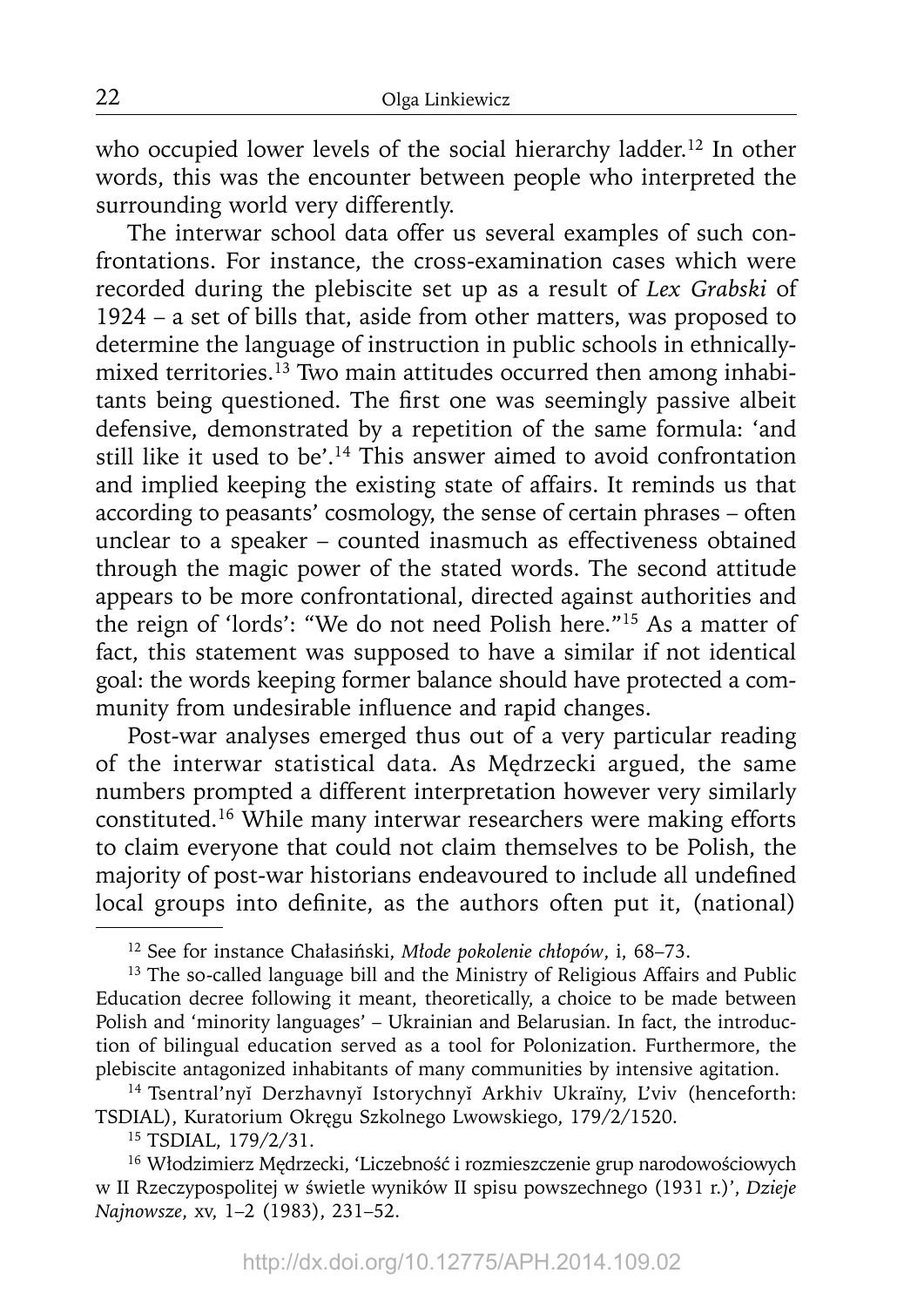who occupied lower levels of the social hierarchy ladder.[12] In other words, this was the encounter between people who interpreted the surrounding world very differently.

The interwar school data offer us several examples of such confrontations. For instance, the cross-examination cases which were recorded during the plebiscite set up as a result of *Lex Grabski* of 1924 – a set of bills that, aside from other matters, was proposed to determine the language of instruction in public schools in ethnically-mixed territories.[13] Two main attitudes occurred then among inhabitants being questioned. The first one was seemingly passive albeit defensive, demonstrated by a repetition of the same formula: 'and still like it used to be'.[14] This answer aimed to avoid confrontation and implied keeping the existing state of affairs. It reminds us that according to peasants' cosmology, the sense of certain phrases – often unclear to a speaker – counted inasmuch as effectiveness obtained through the magic power of the stated words. The second attitude appears to be more confrontational, directed against authorities and the reign of 'lords': "We do not need Polish here."[15] As a matter of fact, this statement was supposed to have a similar if not identical goal: the words keeping former balance should have protected a community from undesirable influence and rapid changes.

Post-war analyses emerged thus out of a very particular reading of the interwar statistical data. As Mędrzecki argued, the same numbers prompted a different interpretation however very similarly constituted.[16] While many interwar researchers were making efforts to claim everyone that could not claim themselves to be Polish, the majority of post-war historians endeavoured to include all undefined local groups into definite, as the authors often put it, (national)

---

[12] See for instance Chałasiński, *Młode pokolenie chłopów*, i, 68–73.

[13] The so-called language bill and the Ministry of Religious Affairs and Public Education decree following it meant, theoretically, a choice to be made between Polish and 'minority languages' – Ukrainian and Belarusian. In fact, the introduction of bilingual education served as a tool for Polonization. Furthermore, the plebiscite antagonized inhabitants of many communities by intensive agitation.

[14] Tsentral'nyĭ Derzhavnyĭ Istorychnyĭ Arkhiv Ukraïny, L'viv (henceforth: TSDIAL), Kuratorium Okręgu Szkolnego Lwowskiego, 179/2/1520.

[15] TSDIAL, 179/2/31.

[16] Włodzimierz Mędrzecki, 'Liczebność i rozmieszczenie grup narodowościowych w II Rzeczypospolitej w świetle wyników II spisu powszechnego (1931 r.)', *Dzieje Najnowsze*, xv, 1–2 (1983), 231–52.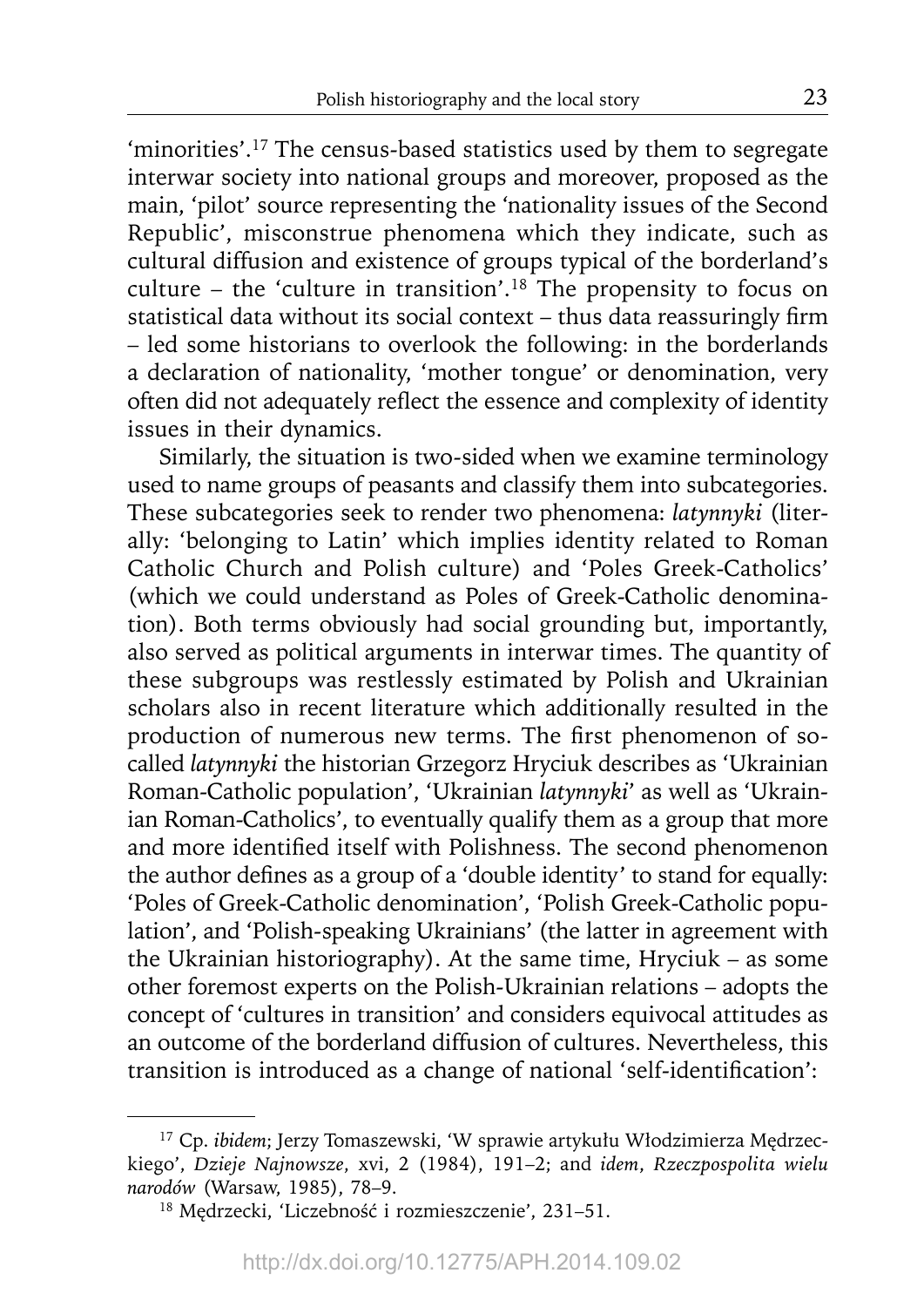'minorities'.[17] The census-based statistics used by them to segregate interwar society into national groups and moreover, proposed as the main, 'pilot' source representing the 'nationality issues of the Second Republic', misconstrue phenomena which they indicate, such as cultural diffusion and existence of groups typical of the borderland's culture – the 'culture in transition'.[18] The propensity to focus on statistical data without its social context – thus data reassuringly firm – led some historians to overlook the following: in the borderlands a declaration of nationality, 'mother tongue' or denomination, very often did not adequately reflect the essence and complexity of identity issues in their dynamics.

Similarly, the situation is two-sided when we examine terminology used to name groups of peasants and classify them into subcategories. These subcategories seek to render two phenomena: *latynnyki* (literally: 'belonging to Latin' which implies identity related to Roman Catholic Church and Polish culture) and 'Poles Greek-Catholics' (which we could understand as Poles of Greek-Catholic denomination). Both terms obviously had social grounding but, importantly, also served as political arguments in interwar times. The quantity of these subgroups was restlessly estimated by Polish and Ukrainian scholars also in recent literature which additionally resulted in the production of numerous new terms. The first phenomenon of so-called *latynnyki* the historian Grzegorz Hryciuk describes as 'Ukrainian Roman-Catholic population', 'Ukrainian *latynnyki*' as well as 'Ukrainian Roman-Catholics', to eventually qualify them as a group that more and more identified itself with Polishness. The second phenomenon the author defines as a group of a 'double identity' to stand for equally: 'Poles of Greek-Catholic denomination', 'Polish Greek-Catholic population', and 'Polish-speaking Ukrainians' (the latter in agreement with the Ukrainian historiography). At the same time, Hryciuk – as some other foremost experts on the Polish-Ukrainian relations – adopts the concept of 'cultures in transition' and considers equivocal attitudes as an outcome of the borderland diffusion of cultures. Nevertheless, this transition is introduced as a change of national 'self-identification':

---

[17] Cp. *ibidem*; Jerzy Tomaszewski, 'W sprawie artykułu Włodzimierza Mędrzeckiego', *Dzieje Najnowsze*, xvi, 2 (1984), 191–2; and *idem*, *Rzeczpospolita wielu narodów* (Warsaw, 1985), 78–9.

[18] Mędrzecki, 'Liczebność i rozmieszczenie', 231–51.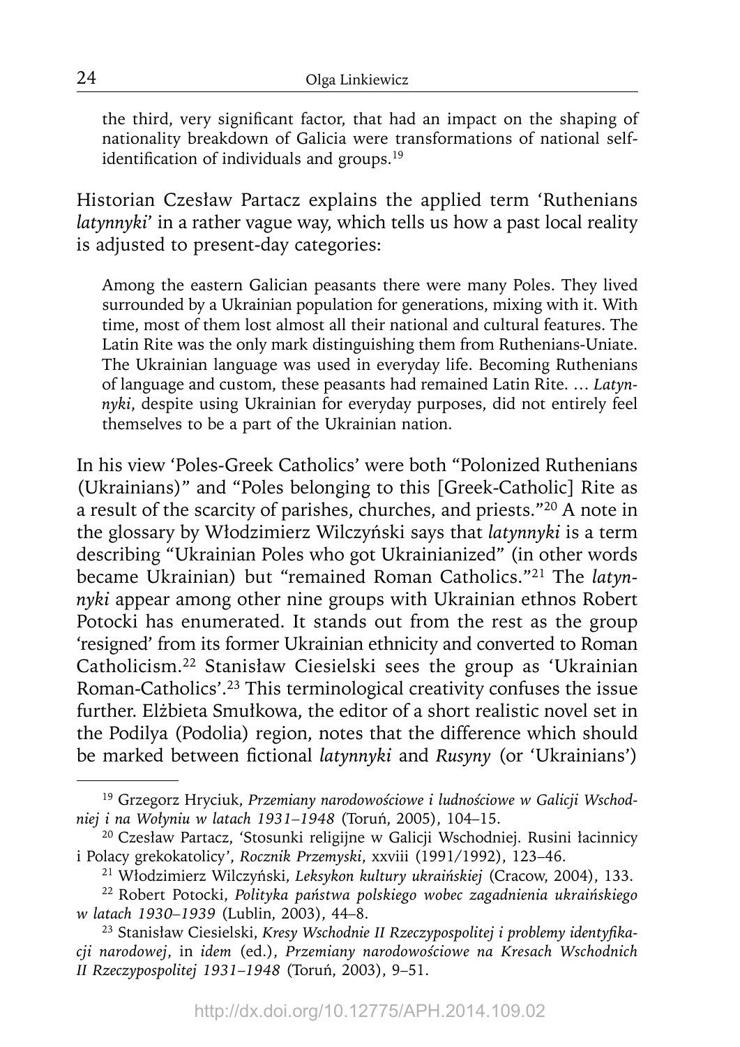the third, very significant factor, that had an impact on the shaping of nationality breakdown of Galicia were transformations of national self-identification of individuals and groups.[19]

Historian Czesław Partacz explains the applied term 'Ruthenians *latynnyki*' in a rather vague way, which tells us how a past local reality is adjusted to present-day categories:

> Among the eastern Galician peasants there were many Poles. They lived surrounded by a Ukrainian population for generations, mixing with it. With time, most of them lost almost all their national and cultural features. The Latin Rite was the only mark distinguishing them from Ruthenians-Uniate. The Ukrainian language was used in everyday life. Becoming Ruthenians of language and custom, these peasants had remained Latin Rite. … *Latynnyki*, despite using Ukrainian for everyday purposes, did not entirely feel themselves to be a part of the Ukrainian nation.

In his view 'Poles-Greek Catholics' were both "Polonized Ruthenians (Ukrainians)" and "Poles belonging to this [Greek-Catholic] Rite as a result of the scarcity of parishes, churches, and priests."[20] A note in the glossary by Włodzimierz Wilczyński says that *latynnyki* is a term describing "Ukrainian Poles who got Ukrainianized" (in other words became Ukrainian) but "remained Roman Catholics."[21] The *latynnyki* appear among other nine groups with Ukrainian ethnos Robert Potocki has enumerated. It stands out from the rest as the group 'resigned' from its former Ukrainian ethnicity and converted to Roman Catholicism.[22] Stanisław Ciesielski sees the group as 'Ukrainian Roman-Catholics'.[23] This terminological creativity confuses the issue further. Elżbieta Smułkowa, the editor of a short realistic novel set in the Podilya (Podolia) region, notes that the difference which should be marked between fictional *latynnyki* and *Rusyny* (or 'Ukrainians')

---

[19] Grzegorz Hryciuk, *Przemiany narodowościowe i ludnościowe w Galicji Wschodniej i na Wołyniu w latach 1931–1948* (Toruń, 2005), 104–15.

[20] Czesław Partacz, 'Stosunki religijne w Galicji Wschodniej. Rusini łacinnicy i Polacy grekokatolicy', *Rocznik Przemyski*, xxviii (1991/1992), 123–46.

[21] Włodzimierz Wilczyński, *Leksykon kultury ukraińskiej* (Cracow, 2004), 133.

[22] Robert Potocki, *Polityka państwa polskiego wobec zagadnienia ukraińskiego w latach 1930–1939* (Lublin, 2003), 44–8.

[23] Stanisław Ciesielski, *Kresy Wschodnie II Rzeczypospolitej i problemy identyfikacji narodowej*, in *idem* (ed.), *Przemiany narodowościowe na Kresach Wschodnich II Rzeczypospolitej 1931–1948* (Toruń, 2003), 9–51.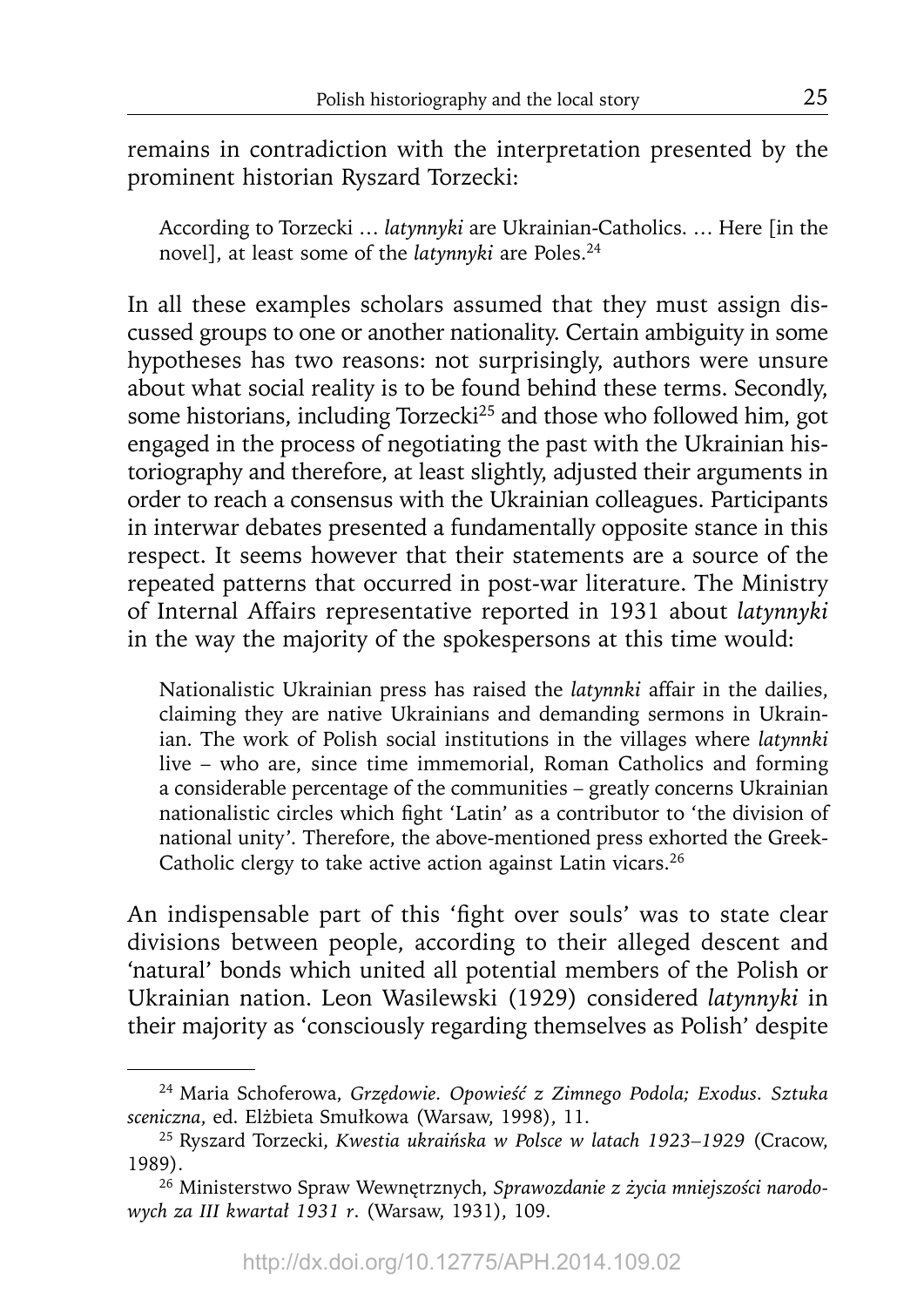remains in contradiction with the interpretation presented by the prominent historian Ryszard Torzecki:

> According to Torzecki … *latynnyki* are Ukrainian-Catholics. … Here [in the novel], at least some of the *latynnyki* are Poles.[24]

In all these examples scholars assumed that they must assign discussed groups to one or another nationality. Certain ambiguity in some hypotheses has two reasons: not surprisingly, authors were unsure about what social reality is to be found behind these terms. Secondly, some historians, including Torzecki[25] and those who followed him, got engaged in the process of negotiating the past with the Ukrainian historiography and therefore, at least slightly, adjusted their arguments in order to reach a consensus with the Ukrainian colleagues. Participants in interwar debates presented a fundamentally opposite stance in this respect. It seems however that their statements are a source of the repeated patterns that occurred in post-war literature. The Ministry of Internal Affairs representative reported in 1931 about *latynnyki* in the way the majority of the spokespersons at this time would:

> Nationalistic Ukrainian press has raised the *latynnki* affair in the dailies, claiming they are native Ukrainians and demanding sermons in Ukrainian. The work of Polish social institutions in the villages where *latynnki* live – who are, since time immemorial, Roman Catholics and forming a considerable percentage of the communities – greatly concerns Ukrainian nationalistic circles which fight 'Latin' as a contributor to 'the division of national unity'. Therefore, the above-mentioned press exhorted the Greek-Catholic clergy to take active action against Latin vicars.[26]

An indispensable part of this 'fight over souls' was to state clear divisions between people, according to their alleged descent and 'natural' bonds which united all potential members of the Polish or Ukrainian nation. Leon Wasilewski (1929) considered *latynnyki* in their majority as 'consciously regarding themselves as Polish' despite

---

[24] Maria Schoferowa, *Grzędowie. Opowieść z Zimnego Podola; Exodus. Sztuka sceniczna*, ed. Elżbieta Smułkowa (Warsaw, 1998), 11.

[25] Ryszard Torzecki, *Kwestia ukraińska w Polsce w latach 1923–1929* (Cracow, 1989).

[26] Ministerstwo Spraw Wewnętrznych, *Sprawozdanie z życia mniejszości narodowych za III kwartał 1931 r*. (Warsaw, 1931), 109.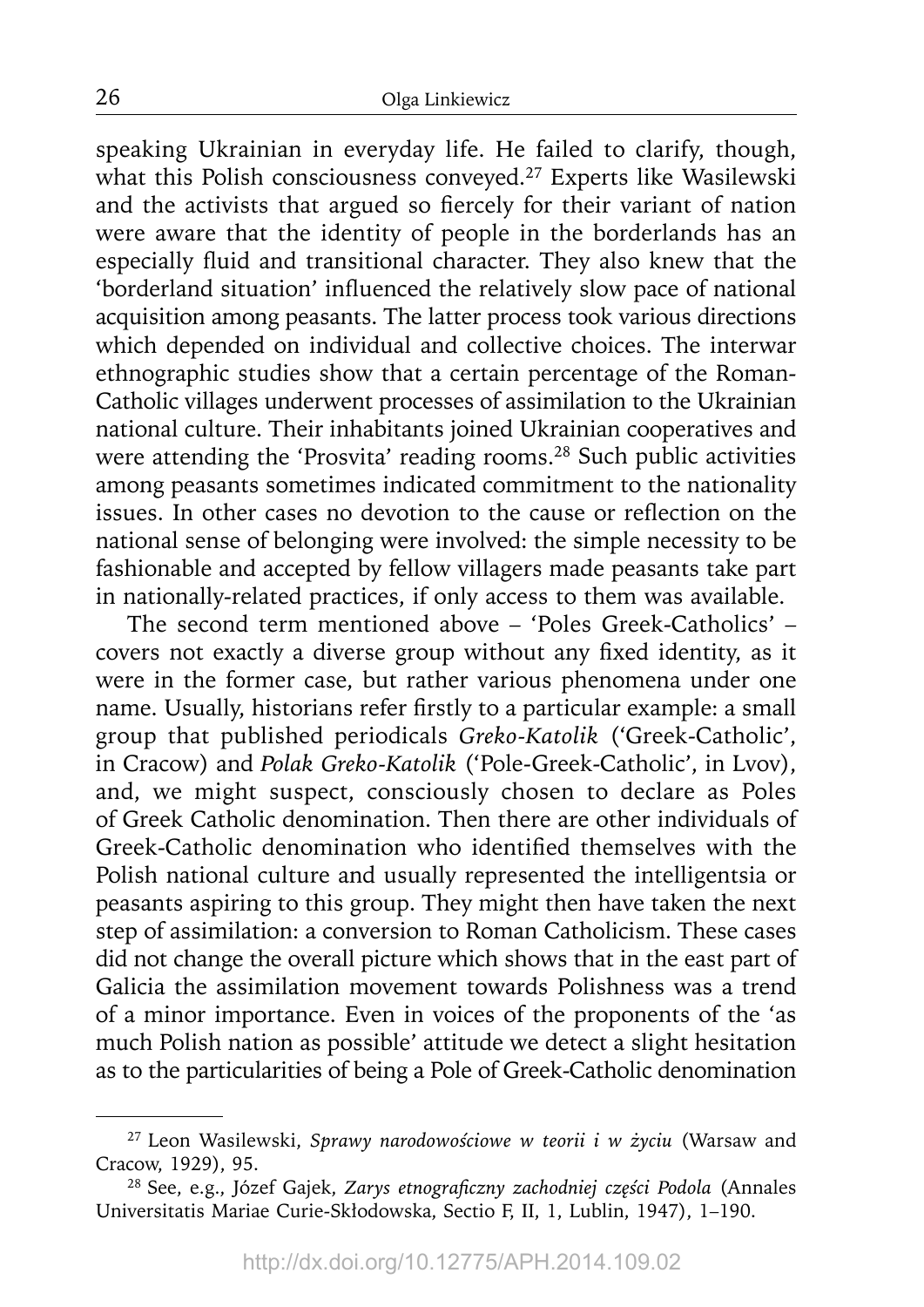speaking Ukrainian in everyday life. He failed to clarify, though, what this Polish consciousness conveyed.[27] Experts like Wasilewski and the activists that argued so fiercely for their variant of nation were aware that the identity of people in the borderlands has an especially fluid and transitional character. They also knew that the 'borderland situation' influenced the relatively slow pace of national acquisition among peasants. The latter process took various directions which depended on individual and collective choices. The interwar ethnographic studies show that a certain percentage of the Roman-Catholic villages underwent processes of assimilation to the Ukrainian national culture. Their inhabitants joined Ukrainian cooperatives and were attending the 'Prosvita' reading rooms.[28] Such public activities among peasants sometimes indicated commitment to the nationality issues. In other cases no devotion to the cause or reflection on the national sense of belonging were involved: the simple necessity to be fashionable and accepted by fellow villagers made peasants take part in nationally-related practices, if only access to them was available.

The second term mentioned above – 'Poles Greek-Catholics' – covers not exactly a diverse group without any fixed identity, as it were in the former case, but rather various phenomena under one name. Usually, historians refer firstly to a particular example: a small group that published periodicals *Greko-Katolik* ('Greek-Catholic', in Cracow) and *Polak Greko-Katolik* ('Pole-Greek-Catholic', in Lvov), and, we might suspect, consciously chosen to declare as Poles of Greek Catholic denomination. Then there are other individuals of Greek-Catholic denomination who identified themselves with the Polish national culture and usually represented the intelligentsia or peasants aspiring to this group. They might then have taken the next step of assimilation: a conversion to Roman Catholicism. These cases did not change the overall picture which shows that in the east part of Galicia the assimilation movement towards Polishness was a trend of a minor importance. Even in voices of the proponents of the 'as much Polish nation as possible' attitude we detect a slight hesitation as to the particularities of being a Pole of Greek-Catholic denomination

---

[27] Leon Wasilewski, *Sprawy narodowościowe w teorii i w życiu* (Warsaw and Cracow, 1929), 95.

[28] See, e.g., Józef Gajek, *Zarys etnograficzny zachodniej części Podola* (Annales Universitatis Mariae Curie-Skłodowska, Sectio F, II, 1, Lublin, 1947), 1–190.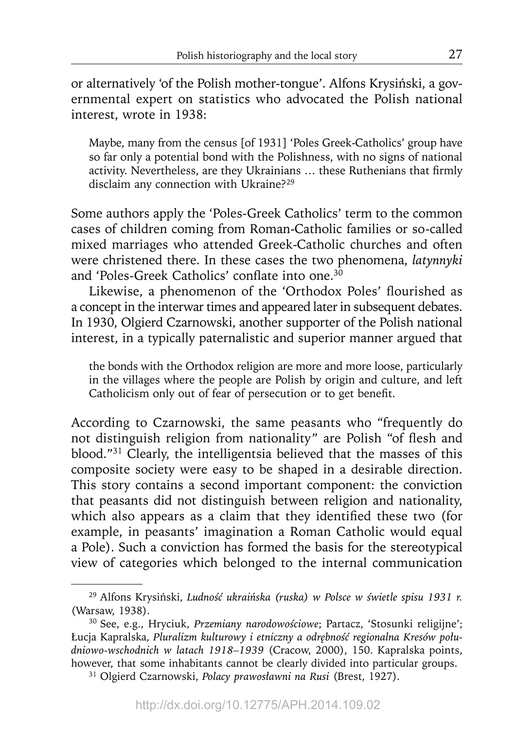or alternatively 'of the Polish mother-tongue'. Alfons Krysiński, a governmental expert on statistics who advocated the Polish national interest, wrote in 1938:

> Maybe, many from the census [of 1931] 'Poles Greek-Catholics' group have so far only a potential bond with the Polishness, with no signs of national activity. Nevertheless, are they Ukrainians … these Ruthenians that firmly disclaim any connection with Ukraine?[29]

Some authors apply the 'Poles-Greek Catholics' term to the common cases of children coming from Roman-Catholic families or so-called mixed marriages who attended Greek-Catholic churches and often were christened there. In these cases the two phenomena, *latynnyki* and 'Poles-Greek Catholics' conflate into one.[30]

Likewise, a phenomenon of the 'Orthodox Poles' flourished as a concept in the interwar times and appeared later in subsequent debates. In 1930, Olgierd Czarnowski, another supporter of the Polish national interest, in a typically paternalistic and superior manner argued that

> the bonds with the Orthodox religion are more and more loose, particularly in the villages where the people are Polish by origin and culture, and left Catholicism only out of fear of persecution or to get benefit.

According to Czarnowski, the same peasants who "frequently do not distinguish religion from nationality" are Polish "of flesh and blood."[31] Clearly, the intelligentsia believed that the masses of this composite society were easy to be shaped in a desirable direction. This story contains a second important component: the conviction that peasants did not distinguish between religion and nationality, which also appears as a claim that they identified these two (for example, in peasants' imagination a Roman Catholic would equal a Pole). Such a conviction has formed the basis for the stereotypical view of categories which belonged to the internal communication

---

[29] Alfons Krysiński, *Ludność ukraińska (ruska) w Polsce w świetle spisu 1931 r.* (Warsaw, 1938).

[30] See, e.g., Hryciuk, *Przemiany narodowościowe*; Partacz, 'Stosunki religijne'; Łucja Kapralska, *Pluralizm kulturowy i etniczny a odrębność regionalna Kresów południowo-wschodnich w latach 1918–1939* (Cracow, 2000), 150. Kapralska points, however, that some inhabitants cannot be clearly divided into particular groups.

[31] Olgierd Czarnowski, *Polacy prawosławni na Rusi* (Brest, 1927).

http://dx.doi.org/10.12775/APH.2014.109.02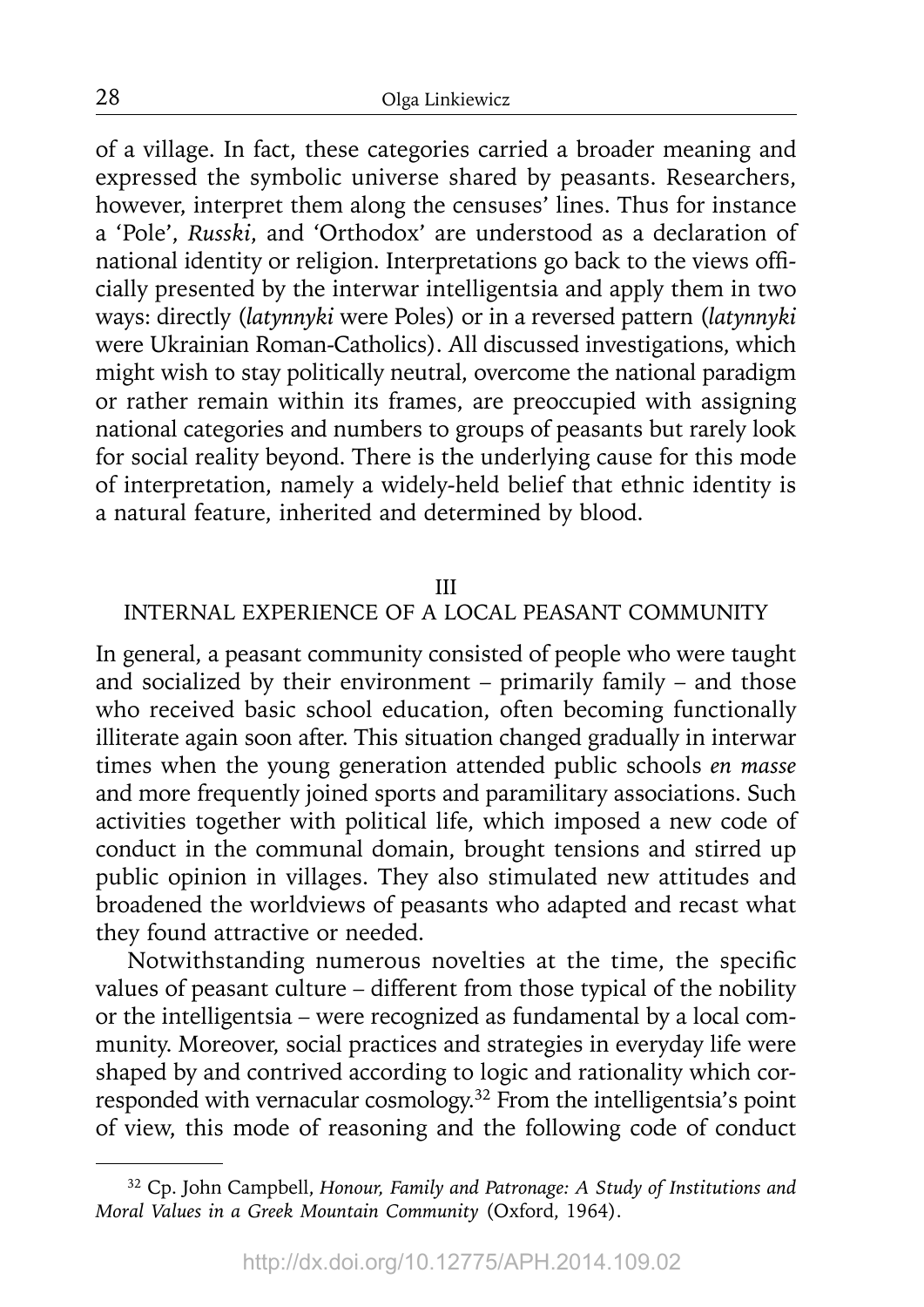of a village. In fact, these categories carried a broader meaning and expressed the symbolic universe shared by peasants. Researchers, however, interpret them along the censuses' lines. Thus for instance a 'Pole', *Russki*, and 'Orthodox' are understood as a declaration of national identity or religion. Interpretations go back to the views officially presented by the interwar intelligentsia and apply them in two ways: directly (*latynnyki* were Poles) or in a reversed pattern (*latynnyki* were Ukrainian Roman-Catholics). All discussed investigations, which might wish to stay politically neutral, overcome the national paradigm or rather remain within its frames, are preoccupied with assigning national categories and numbers to groups of peasants but rarely look for social reality beyond. There is the underlying cause for this mode of interpretation, namely a widely-held belief that ethnic identity is a natural feature, inherited and determined by blood.

## III
## INTERNAL EXPERIENCE OF A LOCAL PEASANT COMMUNITY

In general, a peasant community consisted of people who were taught and socialized by their environment – primarily family – and those who received basic school education, often becoming functionally illiterate again soon after. This situation changed gradually in interwar times when the young generation attended public schools *en masse* and more frequently joined sports and paramilitary associations. Such activities together with political life, which imposed a new code of conduct in the communal domain, brought tensions and stirred up public opinion in villages. They also stimulated new attitudes and broadened the worldviews of peasants who adapted and recast what they found attractive or needed.

Notwithstanding numerous novelties at the time, the specific values of peasant culture – different from those typical of the nobility or the intelligentsia – were recognized as fundamental by a local community. Moreover, social practices and strategies in everyday life were shaped by and contrived according to logic and rationality which corresponded with vernacular cosmology.[32] From the intelligentsia's point of view, this mode of reasoning and the following code of conduct

[32] Cp. John Campbell, *Honour, Family and Patronage: A Study of Institutions and Moral Values in a Greek Mountain Community* (Oxford, 1964).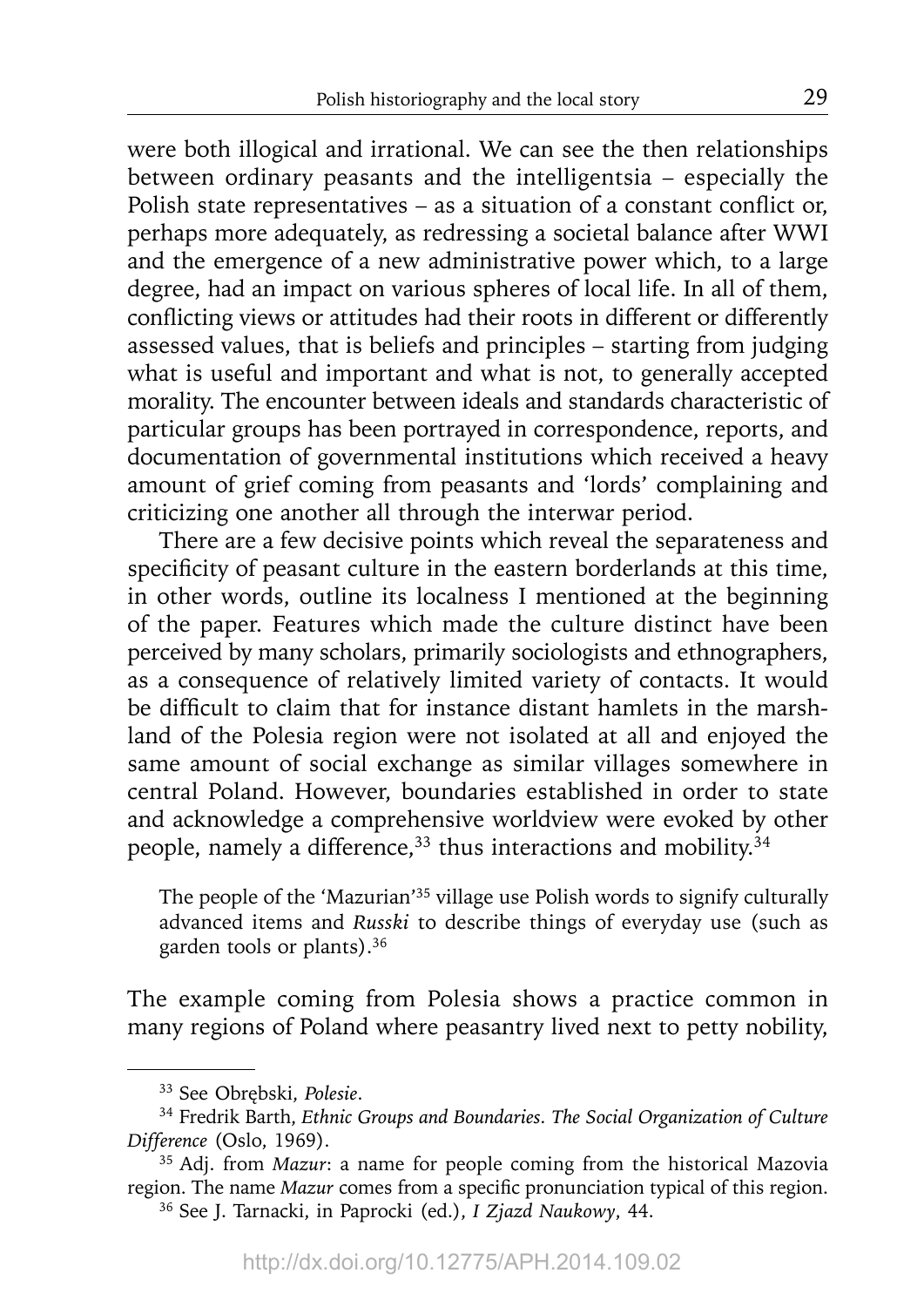were both illogical and irrational. We can see the then relationships between ordinary peasants and the intelligentsia – especially the Polish state representatives – as a situation of a constant conflict or, perhaps more adequately, as redressing a societal balance after WWI and the emergence of a new administrative power which, to a large degree, had an impact on various spheres of local life. In all of them, conflicting views or attitudes had their roots in different or differently assessed values, that is beliefs and principles – starting from judging what is useful and important and what is not, to generally accepted morality. The encounter between ideals and standards characteristic of particular groups has been portrayed in correspondence, reports, and documentation of governmental institutions which received a heavy amount of grief coming from peasants and 'lords' complaining and criticizing one another all through the interwar period.

There are a few decisive points which reveal the separateness and specificity of peasant culture in the eastern borderlands at this time, in other words, outline its localness I mentioned at the beginning of the paper. Features which made the culture distinct have been perceived by many scholars, primarily sociologists and ethnographers, as a consequence of relatively limited variety of contacts. It would be difficult to claim that for instance distant hamlets in the marshland of the Polesia region were not isolated at all and enjoyed the same amount of social exchange as similar villages somewhere in central Poland. However, boundaries established in order to state and acknowledge a comprehensive worldview were evoked by other people, namely a difference,[33] thus interactions and mobility.[34]

> The people of the 'Mazurian'[35] village use Polish words to signify culturally advanced items and *Russki* to describe things of everyday use (such as garden tools or plants).[36]

The example coming from Polesia shows a practice common in many regions of Poland where peasantry lived next to petty nobility,

---

[33] See Obrębski, *Polesie*.

[34] Fredrik Barth, *Ethnic Groups and Boundaries. The Social Organization of Culture Difference* (Oslo, 1969).

[35] Adj. from *Mazur*: a name for people coming from the historical Mazovia region. The name *Mazur* comes from a specific pronunciation typical of this region.

[36] See J. Tarnacki, in Paprocki (ed.), *I Zjazd Naukowy*, 44.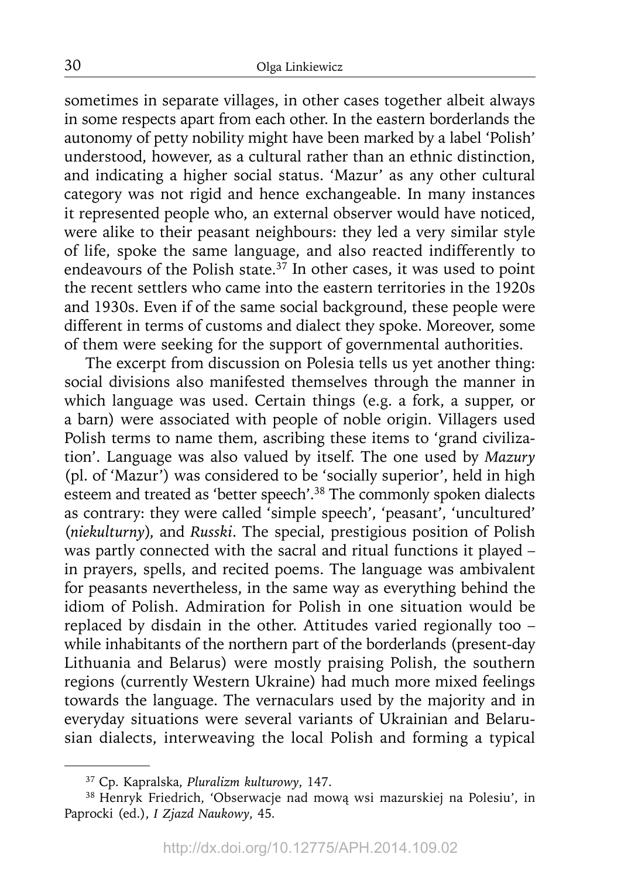sometimes in separate villages, in other cases together albeit always in some respects apart from each other. In the eastern borderlands the autonomy of petty nobility might have been marked by a label 'Polish' understood, however, as a cultural rather than an ethnic distinction, and indicating a higher social status. 'Mazur' as any other cultural category was not rigid and hence exchangeable. In many instances it represented people who, an external observer would have noticed, were alike to their peasant neighbours: they led a very similar style of life, spoke the same language, and also reacted indifferently to endeavours of the Polish state.[37] In other cases, it was used to point the recent settlers who came into the eastern territories in the 1920s and 1930s. Even if of the same social background, these people were different in terms of customs and dialect they spoke. Moreover, some of them were seeking for the support of governmental authorities.

The excerpt from discussion on Polesia tells us yet another thing: social divisions also manifested themselves through the manner in which language was used. Certain things (e.g. a fork, a supper, or a barn) were associated with people of noble origin. Villagers used Polish terms to name them, ascribing these items to 'grand civilization'. Language was also valued by itself. The one used by *Mazury* (pl. of 'Mazur') was considered to be 'socially superior', held in high esteem and treated as 'better speech'.[38] The commonly spoken dialects as contrary: they were called 'simple speech', 'peasant', 'uncultured' (*niekulturny*), and *Russki*. The special, prestigious position of Polish was partly connected with the sacral and ritual functions it played – in prayers, spells, and recited poems. The language was ambivalent for peasants nevertheless, in the same way as everything behind the idiom of Polish. Admiration for Polish in one situation would be replaced by disdain in the other. Attitudes varied regionally too – while inhabitants of the northern part of the borderlands (present-day Lithuania and Belarus) were mostly praising Polish, the southern regions (currently Western Ukraine) had much more mixed feelings towards the language. The vernaculars used by the majority and in everyday situations were several variants of Ukrainian and Belarusian dialects, interweaving the local Polish and forming a typical

---

[37] Cp. Kapralska, *Pluralizm kulturowy*, 147.

[38] Henryk Friedrich, 'Obserwacje nad mową wsi mazurskiej na Polesiu', in Paprocki (ed.), *I Zjazd Naukowy*, 45.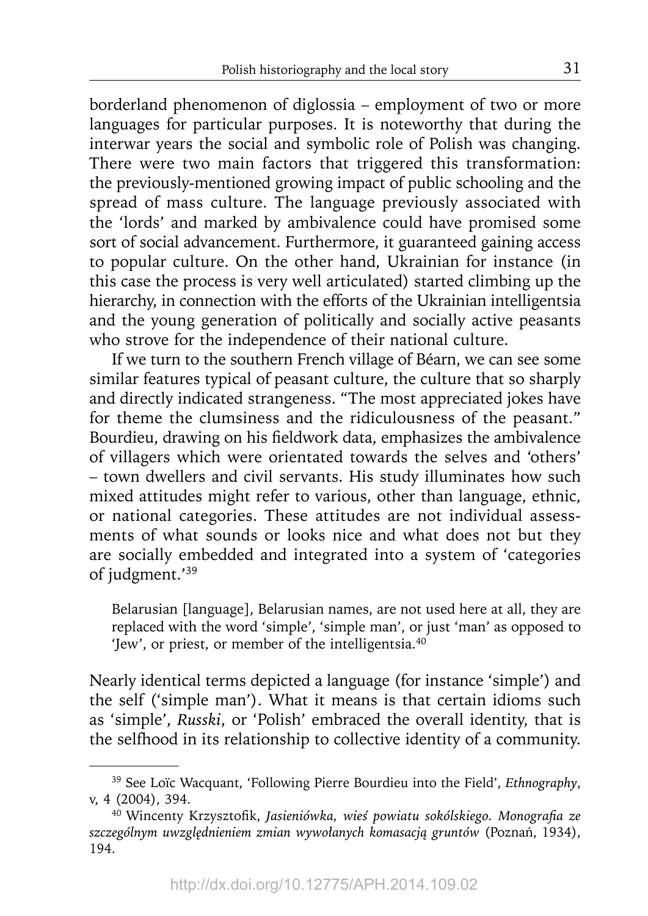borderland phenomenon of diglossia – employment of two or more languages for particular purposes. It is noteworthy that during the interwar years the social and symbolic role of Polish was changing. There were two main factors that triggered this transformation: the previously-mentioned growing impact of public schooling and the spread of mass culture. The language previously associated with the 'lords' and marked by ambivalence could have promised some sort of social advancement. Furthermore, it guaranteed gaining access to popular culture. On the other hand, Ukrainian for instance (in this case the process is very well articulated) started climbing up the hierarchy, in connection with the efforts of the Ukrainian intelligentsia and the young generation of politically and socially active peasants who strove for the independence of their national culture.

If we turn to the southern French village of Béarn, we can see some similar features typical of peasant culture, the culture that so sharply and directly indicated strangeness. "The most appreciated jokes have for theme the clumsiness and the ridiculousness of the peasant." Bourdieu, drawing on his fieldwork data, emphasizes the ambivalence of villagers which were orientated towards the selves and 'others' – town dwellers and civil servants. His study illuminates how such mixed attitudes might refer to various, other than language, ethnic, or national categories. These attitudes are not individual assessments of what sounds or looks nice and what does not but they are socially embedded and integrated into a system of 'categories of judgment.'[39]

> Belarusian [language], Belarusian names, are not used here at all, they are replaced with the word 'simple', 'simple man', or just 'man' as opposed to 'Jew', or priest, or member of the intelligentsia.[40]

Nearly identical terms depicted a language (for instance 'simple') and the self ('simple man'). What it means is that certain idioms such as 'simple', *Russki*, or 'Polish' embraced the overall identity, that is the selfhood in its relationship to collective identity of a community.

---

[39] See Loïc Wacquant, 'Following Pierre Bourdieu into the Field', *Ethnography*, v, 4 (2004), 394.

[40] Wincenty Krzysztofik, *Jasieniówka, wieś powiatu sokólskiego. Monografia ze szczególnym uwzględnieniem zmian wywołanych komasacją gruntów* (Poznań, 1934), 194.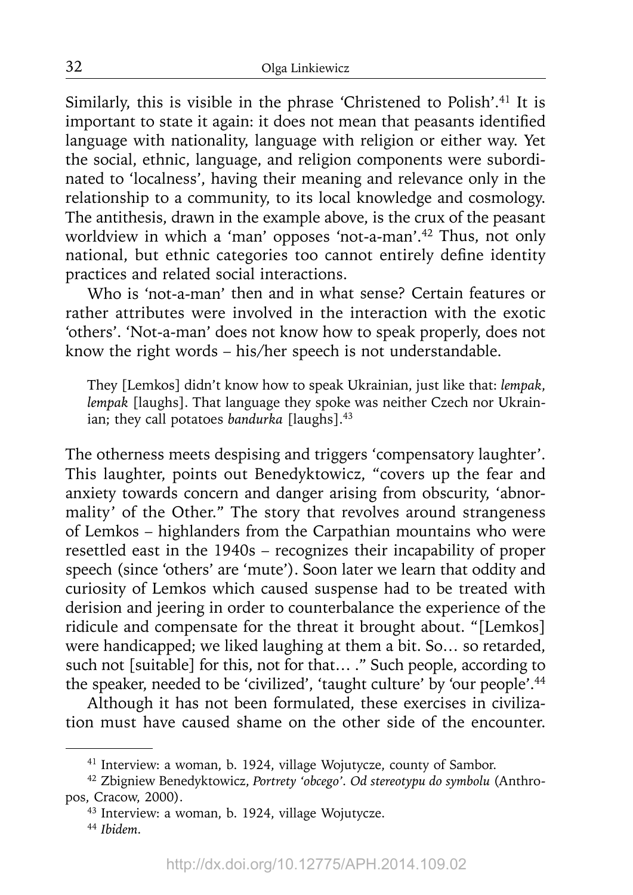Similarly, this is visible in the phrase 'Christened to Polish'.[41] It is important to state it again: it does not mean that peasants identified language with nationality, language with religion or either way. Yet the social, ethnic, language, and religion components were subordinated to 'localness', having their meaning and relevance only in the relationship to a community, to its local knowledge and cosmology. The antithesis, drawn in the example above, is the crux of the peasant worldview in which a 'man' opposes 'not-a-man'.[42] Thus, not only national, but ethnic categories too cannot entirely define identity practices and related social interactions.

Who is 'not-a-man' then and in what sense? Certain features or rather attributes were involved in the interaction with the exotic 'others'. 'Not-a-man' does not know how to speak properly, does not know the right words – his/her speech is not understandable.

> They [Lemkos] didn't know how to speak Ukrainian, just like that: *lempak*, *lempak* [laughs]. That language they spoke was neither Czech nor Ukrainian; they call potatoes *bandurka* [laughs].[43]

The otherness meets despising and triggers 'compensatory laughter'. This laughter, points out Benedyktowicz, "covers up the fear and anxiety towards concern and danger arising from obscurity, 'abnormality' of the Other." The story that revolves around strangeness of Lemkos – highlanders from the Carpathian mountains who were resettled east in the 1940s – recognizes their incapability of proper speech (since 'others' are 'mute'). Soon later we learn that oddity and curiosity of Lemkos which caused suspense had to be treated with derision and jeering in order to counterbalance the experience of the ridicule and compensate for the threat it brought about. "[Lemkos] were handicapped; we liked laughing at them a bit. So… so retarded, such not [suitable] for this, not for that… ." Such people, according to the speaker, needed to be 'civilized', 'taught culture' by 'our people'.[44]

Although it has not been formulated, these exercises in civilization must have caused shame on the other side of the encounter.

---

[41] Interview: a woman, b. 1924, village Wojutycze, county of Sambor.

[42] Zbigniew Benedyktowicz, *Portrety 'obcego'. Od stereotypu do symbolu* (Anthropos, Cracow, 2000).

[43] Interview: a woman, b. 1924, village Wojutycze.

[44] *Ibidem*.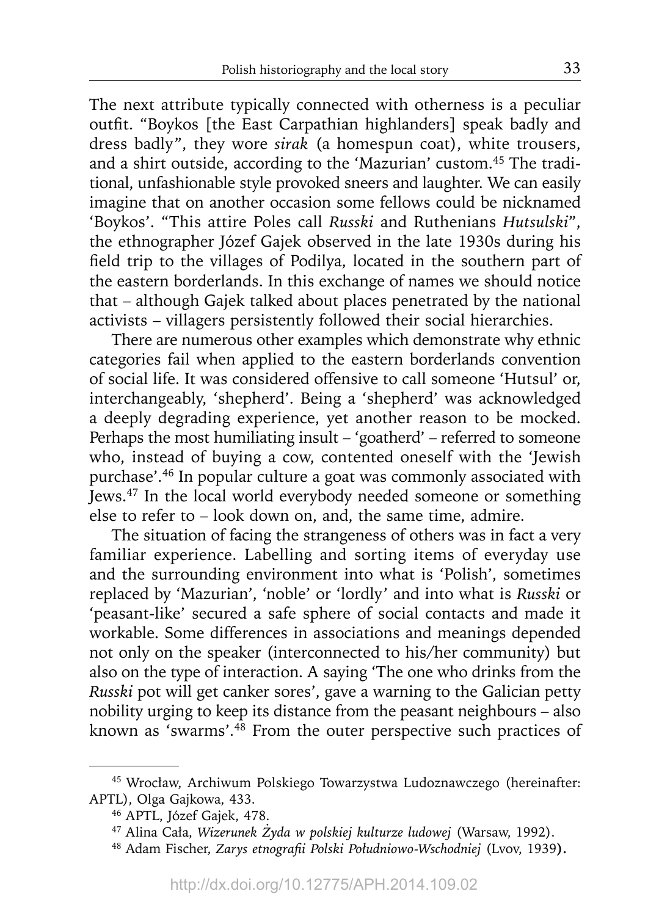The next attribute typically connected with otherness is a peculiar outfit. "Boykos [the East Carpathian highlanders] speak badly and dress badly", they wore *sirak* (a homespun coat), white trousers, and a shirt outside, according to the 'Mazurian' custom.[45] The traditional, unfashionable style provoked sneers and laughter. We can easily imagine that on another occasion some fellows could be nicknamed 'Boykos'. "This attire Poles call *Russki* and Ruthenians *Hutsulski*", the ethnographer Józef Gajek observed in the late 1930s during his field trip to the villages of Podilya, located in the southern part of the eastern borderlands. In this exchange of names we should notice that – although Gajek talked about places penetrated by the national activists – villagers persistently followed their social hierarchies.

There are numerous other examples which demonstrate why ethnic categories fail when applied to the eastern borderlands convention of social life. It was considered offensive to call someone 'Hutsul' or, interchangeably, 'shepherd'. Being a 'shepherd' was acknowledged a deeply degrading experience, yet another reason to be mocked. Perhaps the most humiliating insult – 'goatherd' – referred to someone who, instead of buying a cow, contented oneself with the 'Jewish purchase'.[46] In popular culture a goat was commonly associated with Jews.[47] In the local world everybody needed someone or something else to refer to – look down on, and, the same time, admire.

The situation of facing the strangeness of others was in fact a very familiar experience. Labelling and sorting items of everyday use and the surrounding environment into what is 'Polish', sometimes replaced by 'Mazurian', 'noble' or 'lordly' and into what is *Russki* or 'peasant-like' secured a safe sphere of social contacts and made it workable. Some differences in associations and meanings depended not only on the speaker (interconnected to his/her community) but also on the type of interaction. A saying 'The one who drinks from the *Russki* pot will get canker sores', gave a warning to the Galician petty nobility urging to keep its distance from the peasant neighbours – also known as 'swarms'.[48] From the outer perspective such practices of

---

[45] Wrocław, Archiwum Polskiego Towarzystwa Ludoznawczego (hereinafter: APTL), Olga Gajkowa, 433.

[46] APTL, Józef Gajek, 478.

[47] Alina Cała, *Wizerunek Żyda w polskiej kulturze ludowej* (Warsaw, 1992).

[48] Adam Fischer, *Zarys etnografii Polski Południowo-Wschodniej* (Lvov, 1939).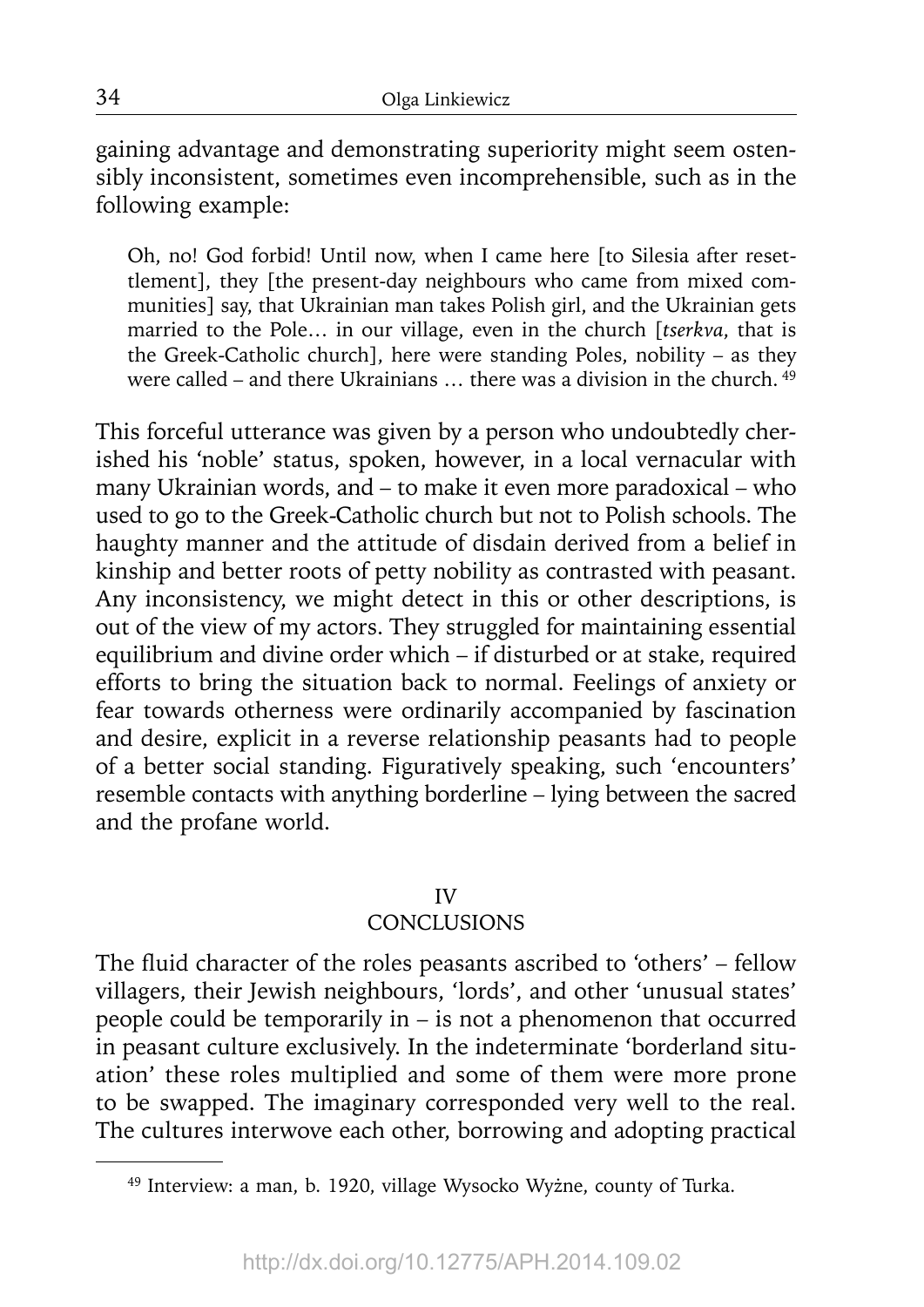gaining advantage and demonstrating superiority might seem ostensibly inconsistent, sometimes even incomprehensible, such as in the following example:

> Oh, no! God forbid! Until now, when I came here [to Silesia after resettlement], they [the present-day neighbours who came from mixed communities] say, that Ukrainian man takes Polish girl, and the Ukrainian gets married to the Pole… in our village, even in the church [*tserkva*, that is the Greek-Catholic church], here were standing Poles, nobility – as they were called – and there Ukrainians … there was a division in the church. [49]

This forceful utterance was given by a person who undoubtedly cherished his 'noble' status, spoken, however, in a local vernacular with many Ukrainian words, and – to make it even more paradoxical – who used to go to the Greek-Catholic church but not to Polish schools. The haughty manner and the attitude of disdain derived from a belief in kinship and better roots of petty nobility as contrasted with peasant. Any inconsistency, we might detect in this or other descriptions, is out of the view of my actors. They struggled for maintaining essential equilibrium and divine order which – if disturbed or at stake, required efforts to bring the situation back to normal. Feelings of anxiety or fear towards otherness were ordinarily accompanied by fascination and desire, explicit in a reverse relationship peasants had to people of a better social standing. Figuratively speaking, such 'encounters' resemble contacts with anything borderline – lying between the sacred and the profane world.

## IV
## CONCLUSIONS

The fluid character of the roles peasants ascribed to 'others' – fellow villagers, their Jewish neighbours, 'lords', and other 'unusual states' people could be temporarily in – is not a phenomenon that occurred in peasant culture exclusively. In the indeterminate 'borderland situation' these roles multiplied and some of them were more prone to be swapped. The imaginary corresponded very well to the real. The cultures interwove each other, borrowing and adopting practical

[49] Interview: a man, b. 1920, village Wysocko Wyżne, county of Turka.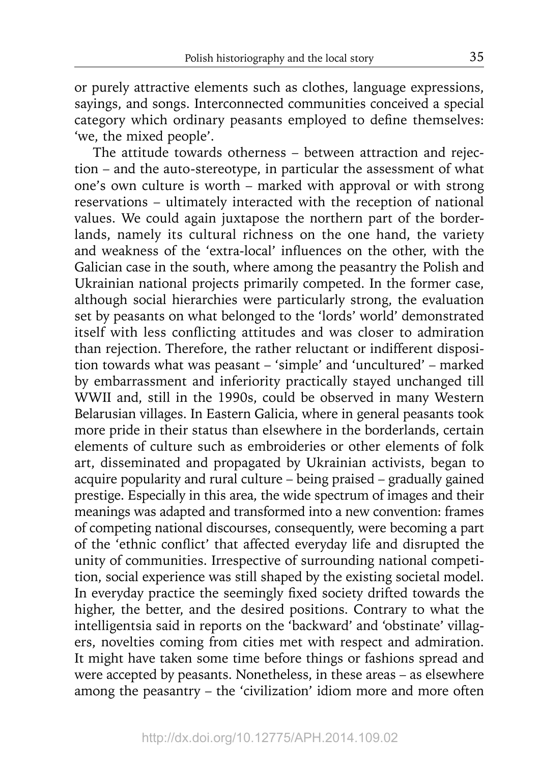or purely attractive elements such as clothes, language expressions, sayings, and songs. Interconnected communities conceived a special category which ordinary peasants employed to define themselves: 'we, the mixed people'.

The attitude towards otherness – between attraction and rejection – and the auto-stereotype, in particular the assessment of what one's own culture is worth – marked with approval or with strong reservations – ultimately interacted with the reception of national values. We could again juxtapose the northern part of the borderlands, namely its cultural richness on the one hand, the variety and weakness of the 'extra-local' influences on the other, with the Galician case in the south, where among the peasantry the Polish and Ukrainian national projects primarily competed. In the former case, although social hierarchies were particularly strong, the evaluation set by peasants on what belonged to the 'lords' world' demonstrated itself with less conflicting attitudes and was closer to admiration than rejection. Therefore, the rather reluctant or indifferent disposition towards what was peasant – 'simple' and 'uncultured' – marked by embarrassment and inferiority practically stayed unchanged till WWII and, still in the 1990s, could be observed in many Western Belarusian villages. In Eastern Galicia, where in general peasants took more pride in their status than elsewhere in the borderlands, certain elements of culture such as embroideries or other elements of folk art, disseminated and propagated by Ukrainian activists, began to acquire popularity and rural culture – being praised – gradually gained prestige. Especially in this area, the wide spectrum of images and their meanings was adapted and transformed into a new convention: frames of competing national discourses, consequently, were becoming a part of the 'ethnic conflict' that affected everyday life and disrupted the unity of communities. Irrespective of surrounding national competition, social experience was still shaped by the existing societal model. In everyday practice the seemingly fixed society drifted towards the higher, the better, and the desired positions. Contrary to what the intelligentsia said in reports on the 'backward' and 'obstinate' villagers, novelties coming from cities met with respect and admiration. It might have taken some time before things or fashions spread and were accepted by peasants. Nonetheless, in these areas – as elsewhere among the peasantry – the 'civilization' idiom more and more often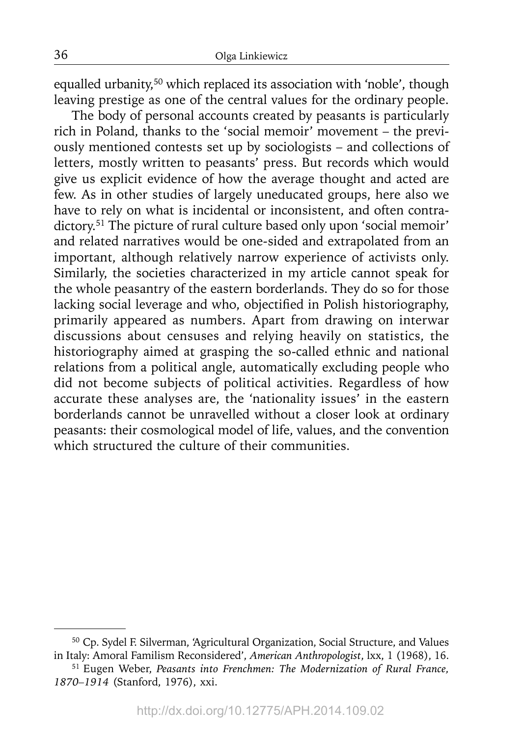equalled urbanity,[50] which replaced its association with 'noble', though leaving prestige as one of the central values for the ordinary people.

The body of personal accounts created by peasants is particularly rich in Poland, thanks to the 'social memoir' movement – the previously mentioned contests set up by sociologists – and collections of letters, mostly written to peasants' press. But records which would give us explicit evidence of how the average thought and acted are few. As in other studies of largely uneducated groups, here also we have to rely on what is incidental or inconsistent, and often contradictory.[51] The picture of rural culture based only upon 'social memoir' and related narratives would be one-sided and extrapolated from an important, although relatively narrow experience of activists only. Similarly, the societies characterized in my article cannot speak for the whole peasantry of the eastern borderlands. They do so for those lacking social leverage and who, objectified in Polish historiography, primarily appeared as numbers. Apart from drawing on interwar discussions about censuses and relying heavily on statistics, the historiography aimed at grasping the so-called ethnic and national relations from a political angle, automatically excluding people who did not become subjects of political activities. Regardless of how accurate these analyses are, the 'nationality issues' in the eastern borderlands cannot be unravelled without a closer look at ordinary peasants: their cosmological model of life, values, and the convention which structured the culture of their communities.

---

[50] Cp. Sydel F. Silverman, 'Agricultural Organization, Social Structure, and Values in Italy: Amoral Familism Reconsidered', *American Anthropologist*, lxx, 1 (1968), 16.

[51] Eugen Weber, *Peasants into Frenchmen: The Modernization of Rural France, 1870–1914* (Stanford, 1976), xxi.

http://dx.doi.org/10.12775/APH.2014.109.02